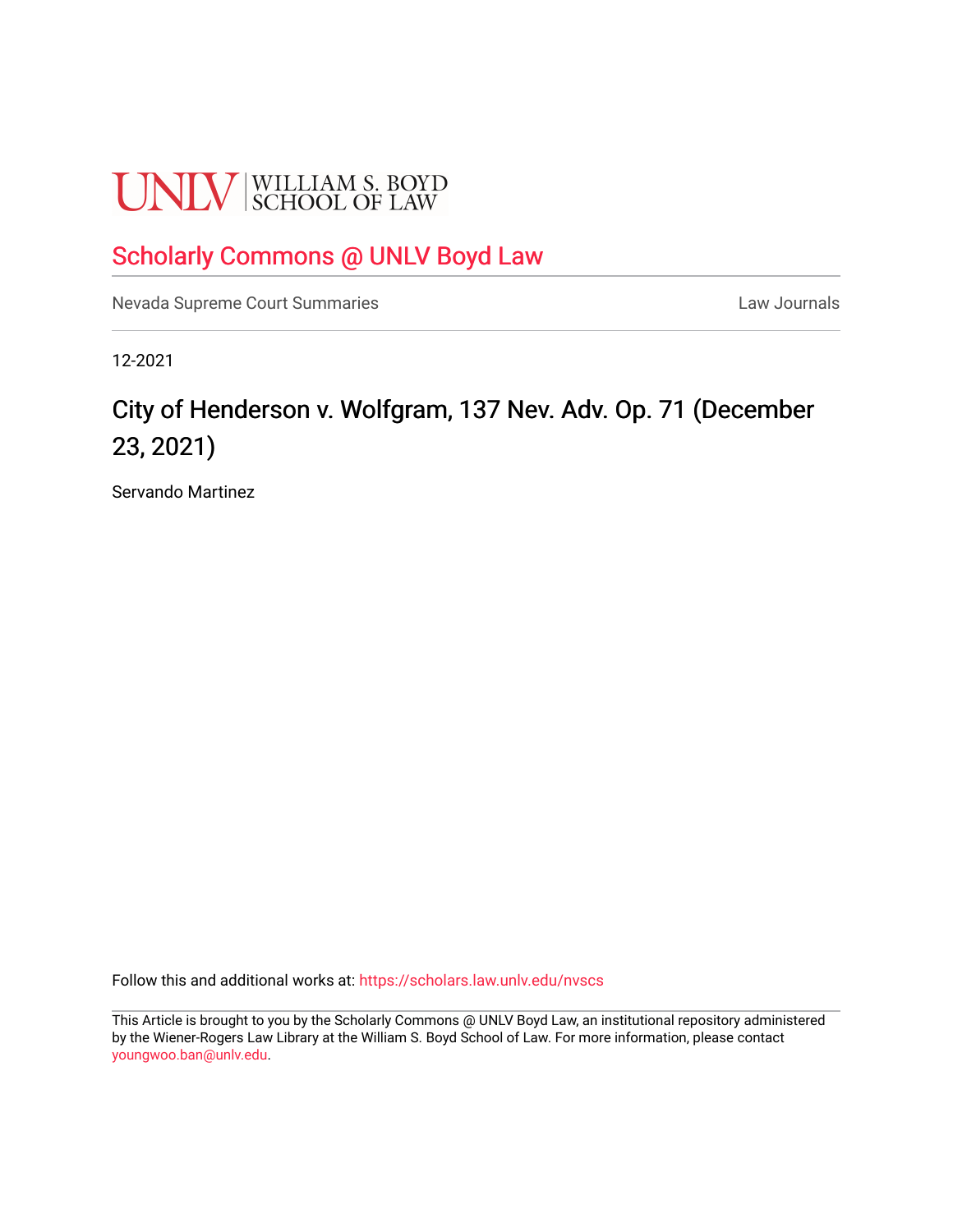UNLV | WILLIAM S. BOYD SCHOOL OF LAW

## Scholarly Commons @ UNLV Boyd Law

Nevada Supreme Court Summaries — Law Journals

12-2021

# City of Henderson v. Wolfgram, 137 Nev. Adv. Op. 71 (December 23, 2021)

Servando Martinez

Follow this and additional works at: https://scholars.law.unlv.edu/nvscs

This Article is brought to you by the Scholarly Commons @ UNLV Boyd Law, an institutional repository administered by the Wiener-Rogers Law Library at the William S. Boyd School of Law. For more information, please contact youngwoo.ban@unlv.edu.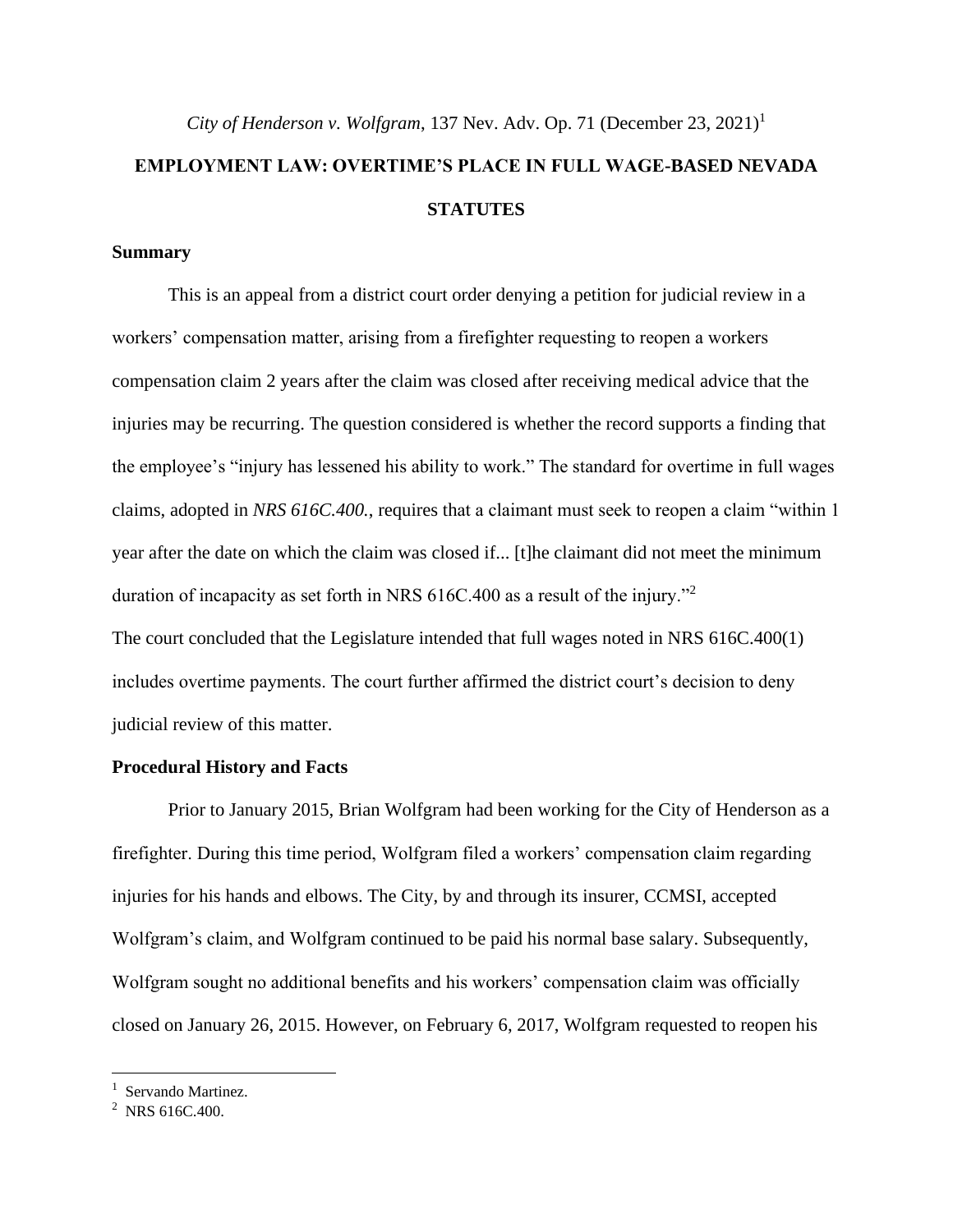*City of Henderson v. Wolfgram*, 137 Nev. Adv. Op. 71 (December 23, 2021)[1]

# EMPLOYMENT LAW: OVERTIME'S PLACE IN FULL WAGE-BASED NEVADA STATUTES

## Summary

This is an appeal from a district court order denying a petition for judicial review in a workers' compensation matter, arising from a firefighter requesting to reopen a workers compensation claim 2 years after the claim was closed after receiving medical advice that the injuries may be recurring. The question considered is whether the record supports a finding that the employee's "injury has lessened his ability to work." The standard for overtime in full wages claims, adopted in *NRS 616C.400.*, requires that a claimant must seek to reopen a claim "within 1 year after the date on which the claim was closed if... [t]he claimant did not meet the minimum duration of incapacity as set forth in NRS 616C.400 as a result of the injury."[2]

The court concluded that the Legislature intended that full wages noted in NRS 616C.400(1) includes overtime payments. The court further affirmed the district court's decision to deny judicial review of this matter.

## Procedural History and Facts

Prior to January 2015, Brian Wolfgram had been working for the City of Henderson as a firefighter. During this time period, Wolfgram filed a workers' compensation claim regarding injuries for his hands and elbows. The City, by and through its insurer, CCMSI, accepted Wolfgram's claim, and Wolfgram continued to be paid his normal base salary. Subsequently, Wolfgram sought no additional benefits and his workers' compensation claim was officially closed on January 26, 2015. However, on February 6, 2017, Wolfgram requested to reopen his

---

[1] Servando Martinez.

[2] NRS 616C.400.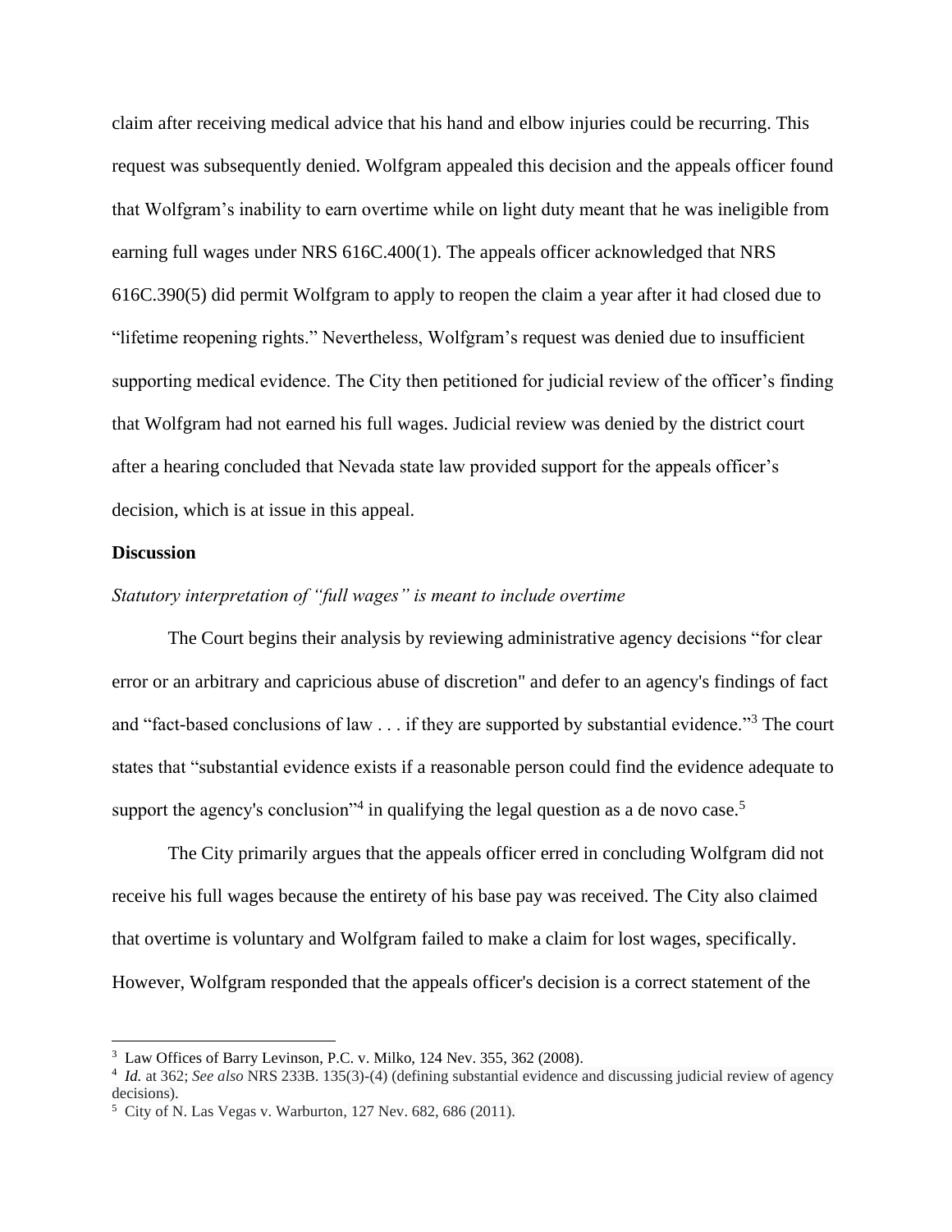claim after receiving medical advice that his hand and elbow injuries could be recurring. This request was subsequently denied. Wolfgram appealed this decision and the appeals officer found that Wolfgram's inability to earn overtime while on light duty meant that he was ineligible from earning full wages under NRS 616C.400(1). The appeals officer acknowledged that NRS 616C.390(5) did permit Wolfgram to apply to reopen the claim a year after it had closed due to "lifetime reopening rights." Nevertheless, Wolfgram's request was denied due to insufficient supporting medical evidence. The City then petitioned for judicial review of the officer's finding that Wolfgram had not earned his full wages. Judicial review was denied by the district court after a hearing concluded that Nevada state law provided support for the appeals officer's decision, which is at issue in this appeal.

**Discussion**

*Statutory interpretation of "full wages" is meant to include overtime*

The Court begins their analysis by reviewing administrative agency decisions "for clear error or an arbitrary and capricious abuse of discretion" and defer to an agency's findings of fact and "fact-based conclusions of law . . . if they are supported by substantial evidence."[3] The court states that "substantial evidence exists if a reasonable person could find the evidence adequate to support the agency's conclusion"[4] in qualifying the legal question as a de novo case.[5]

The City primarily argues that the appeals officer erred in concluding Wolfgram did not receive his full wages because the entirety of his base pay was received. The City also claimed that overtime is voluntary and Wolfgram failed to make a claim for lost wages, specifically. However, Wolfgram responded that the appeals officer's decision is a correct statement of the

---

[3] Law Offices of Barry Levinson, P.C. v. Milko, 124 Nev. 355, 362 (2008).

[4] *Id.* at 362; *See also* NRS 233B. 135(3)-(4) (defining substantial evidence and discussing judicial review of agency decisions).

[5] City of N. Las Vegas v. Warburton, 127 Nev. 682, 686 (2011).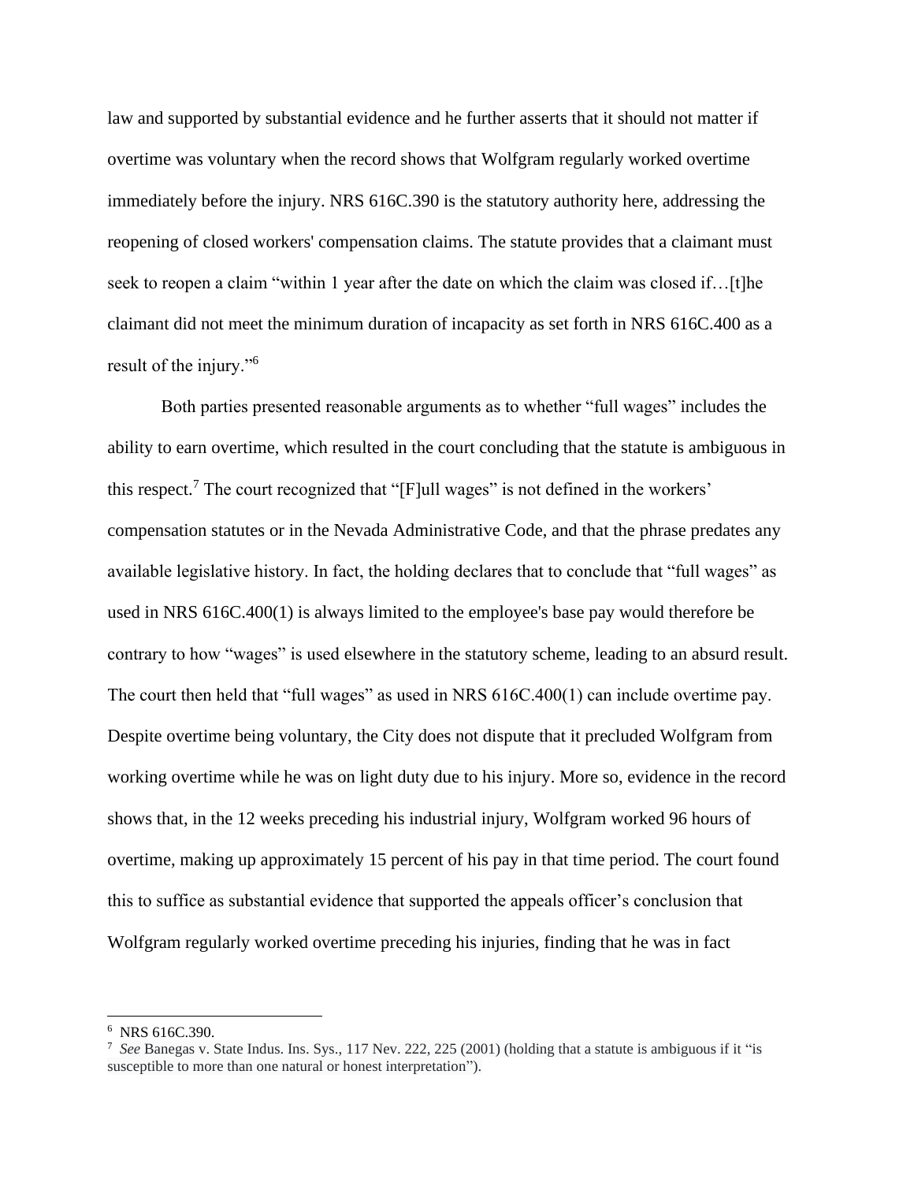law and supported by substantial evidence and he further asserts that it should not matter if overtime was voluntary when the record shows that Wolfgram regularly worked overtime immediately before the injury. NRS 616C.390 is the statutory authority here, addressing the reopening of closed workers' compensation claims. The statute provides that a claimant must seek to reopen a claim "within 1 year after the date on which the claim was closed if…[t]he claimant did not meet the minimum duration of incapacity as set forth in NRS 616C.400 as a result of the injury."[6]

Both parties presented reasonable arguments as to whether "full wages" includes the ability to earn overtime, which resulted in the court concluding that the statute is ambiguous in this respect.[7] The court recognized that "[F]ull wages" is not defined in the workers' compensation statutes or in the Nevada Administrative Code, and that the phrase predates any available legislative history. In fact, the holding declares that to conclude that "full wages" as used in NRS 616C.400(1) is always limited to the employee's base pay would therefore be contrary to how "wages" is used elsewhere in the statutory scheme, leading to an absurd result. The court then held that "full wages" as used in NRS 616C.400(1) can include overtime pay. Despite overtime being voluntary, the City does not dispute that it precluded Wolfgram from working overtime while he was on light duty due to his injury. More so, evidence in the record shows that, in the 12 weeks preceding his industrial injury, Wolfgram worked 96 hours of overtime, making up approximately 15 percent of his pay in that time period. The court found this to suffice as substantial evidence that supported the appeals officer's conclusion that Wolfgram regularly worked overtime preceding his injuries, finding that he was in fact

---

[6] NRS 616C.390.

[7] *See* Banegas v. State Indus. Ins. Sys., 117 Nev. 222, 225 (2001) (holding that a statute is ambiguous if it "is susceptible to more than one natural or honest interpretation").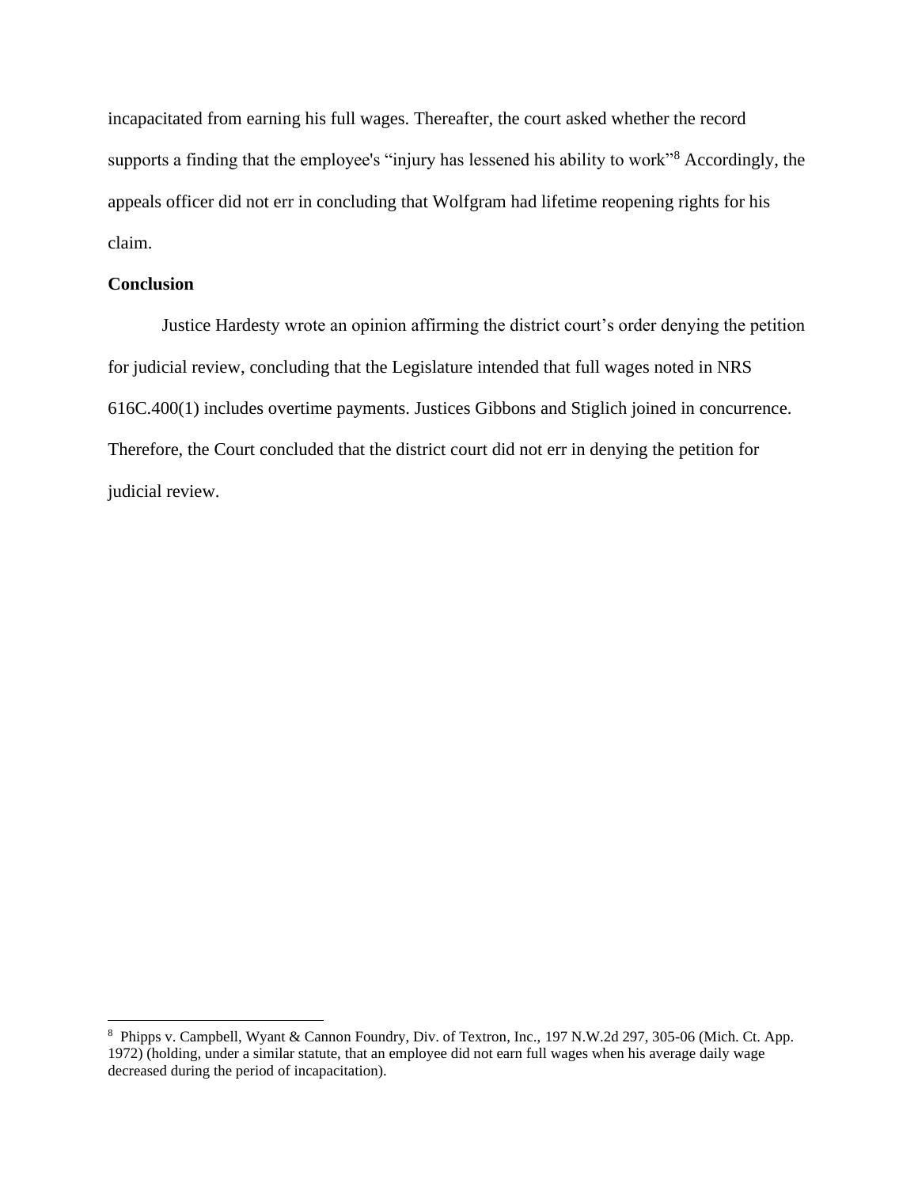incapacitated from earning his full wages. Thereafter, the court asked whether the record supports a finding that the employee's "injury has lessened his ability to work"[8] Accordingly, the appeals officer did not err in concluding that Wolfgram had lifetime reopening rights for his claim.

**Conclusion**

Justice Hardesty wrote an opinion affirming the district court's order denying the petition for judicial review, concluding that the Legislature intended that full wages noted in NRS 616C.400(1) includes overtime payments. Justices Gibbons and Stiglich joined in concurrence. Therefore, the Court concluded that the district court did not err in denying the petition for judicial review.

---

[8] Phipps v. Campbell, Wyant & Cannon Foundry, Div. of Textron, Inc., 197 N.W.2d 297, 305-06 (Mich. Ct. App. 1972) (holding, under a similar statute, that an employee did not earn full wages when his average daily wage decreased during the period of incapacitation).